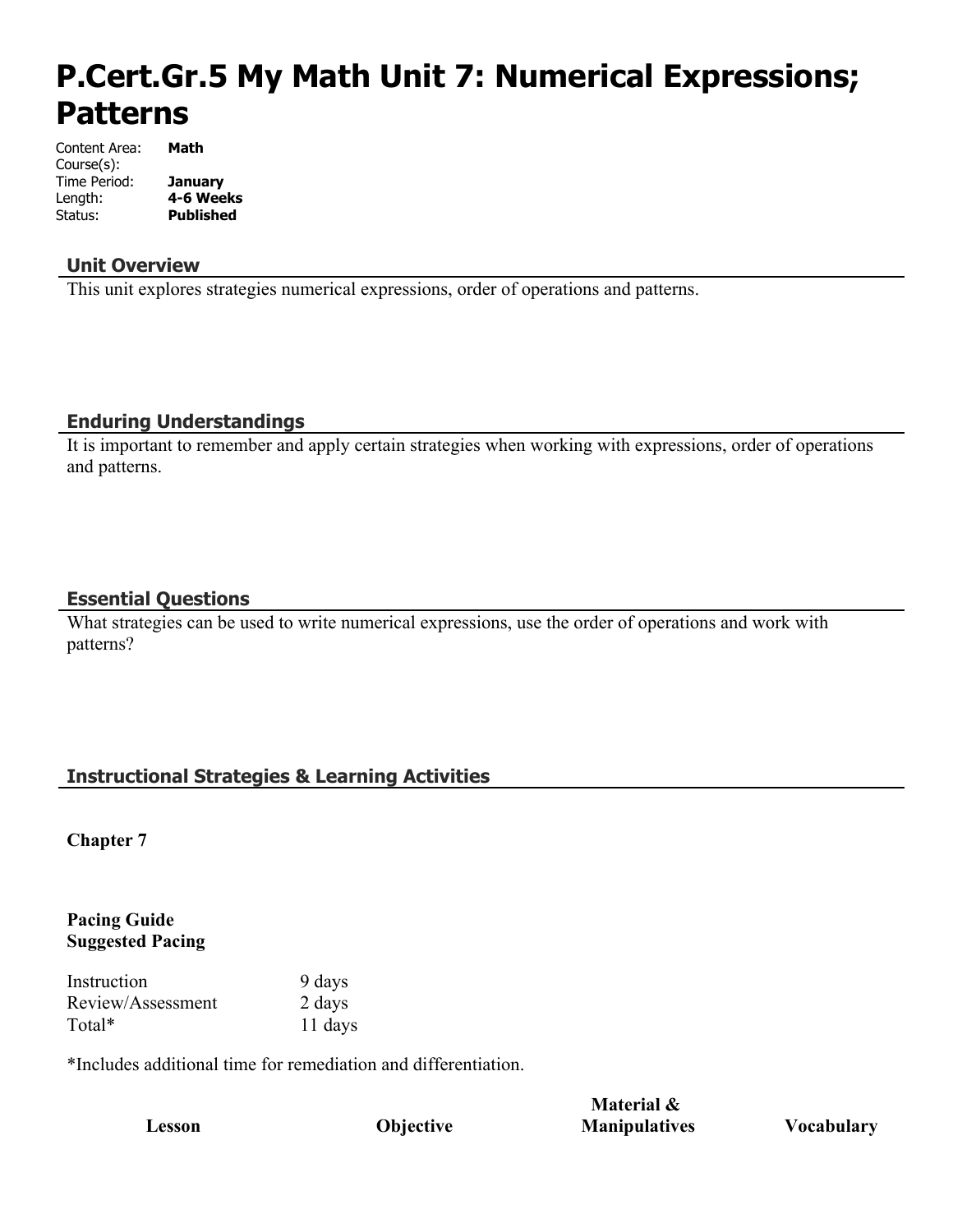# P.Cert.Gr.5 My Math Unit 7: Numerical Expressions; Patterns

Content Area: **Math**
Course(s):
Time Period: **January**
Length: **4-6 Weeks**
Status: **Published**

## Unit Overview

This unit explores strategies numerical expressions, order of operations and patterns.

## Enduring Understandings

It is important to remember and apply certain strategies when working with expressions, order of operations and patterns.

## Essential Questions

What strategies can be used to write numerical expressions, use the order of operations and work with patterns?

## Instructional Strategies & Learning Activities

**Chapter 7**

**Pacing Guide**
**Suggested Pacing**

| | |
|---|---|
| Instruction | 9 days |
| Review/Assessment | 2 days |
| Total* | 11 days |

*Includes additional time for remediation and differentiation.

| Lesson | Objective | Material & Manipulatives | Vocabulary |
|---|---|---|---|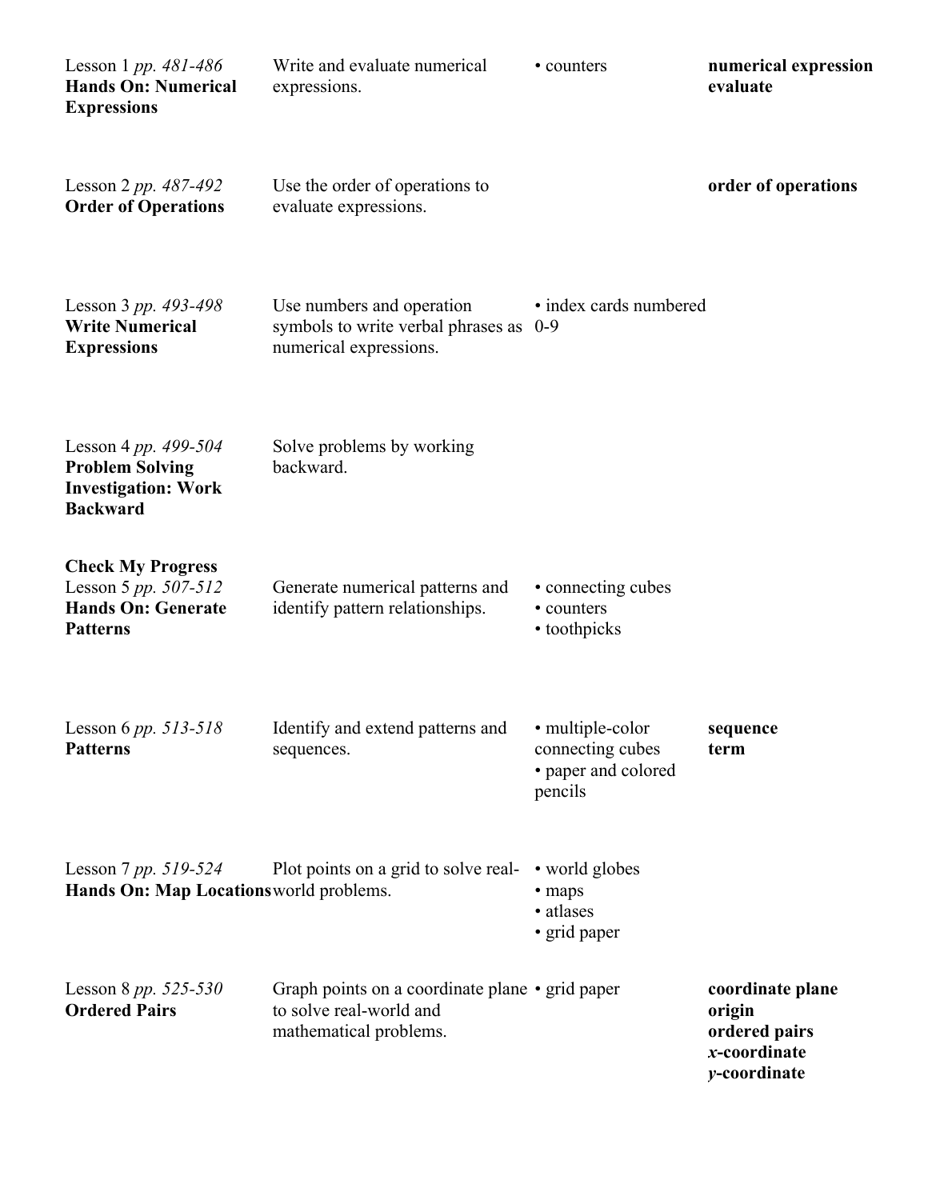| | | | |
|---|---|---|---|
| Lesson 1 *pp. 481-486*<br>**Hands On: Numerical Expressions** | Write and evaluate numerical expressions. | • counters | **numerical expression**<br>**evaluate** |
| Lesson 2 *pp. 487-492*<br>**Order of Operations** | Use the order of operations to evaluate expressions. | | **order of operations** |
| Lesson 3 *pp. 493-498*<br>**Write Numerical Expressions** | Use numbers and operation symbols to write verbal phrases as numerical expressions. | • index cards numbered 0-9 | |
| Lesson 4 *pp. 499-504*<br>**Problem Solving Investigation: Work Backward** | Solve problems by working backward. | | |
| **Check My Progress**<br>Lesson 5 *pp. 507-512*<br>**Hands On: Generate Patterns** | Generate numerical patterns and identify pattern relationships. | • connecting cubes<br>• counters<br>• toothpicks | |
| Lesson 6 *pp. 513-518*<br>**Patterns** | Identify and extend patterns and sequences. | • multiple-color connecting cubes<br>• paper and colored pencils | **sequence**<br>**term** |
| Lesson 7 *pp. 519-524*<br>**Hands On: Map Locations** | Plot points on a grid to solve real-world problems. | • world globes<br>• maps<br>• atlases<br>• grid paper | |
| Lesson 8 *pp. 525-530*<br>**Ordered Pairs** | Graph points on a coordinate plane to solve real-world and mathematical problems. | • grid paper | **coordinate plane**<br>**origin**<br>**ordered pairs**<br>***x*-coordinate**<br>***y*-coordinate** |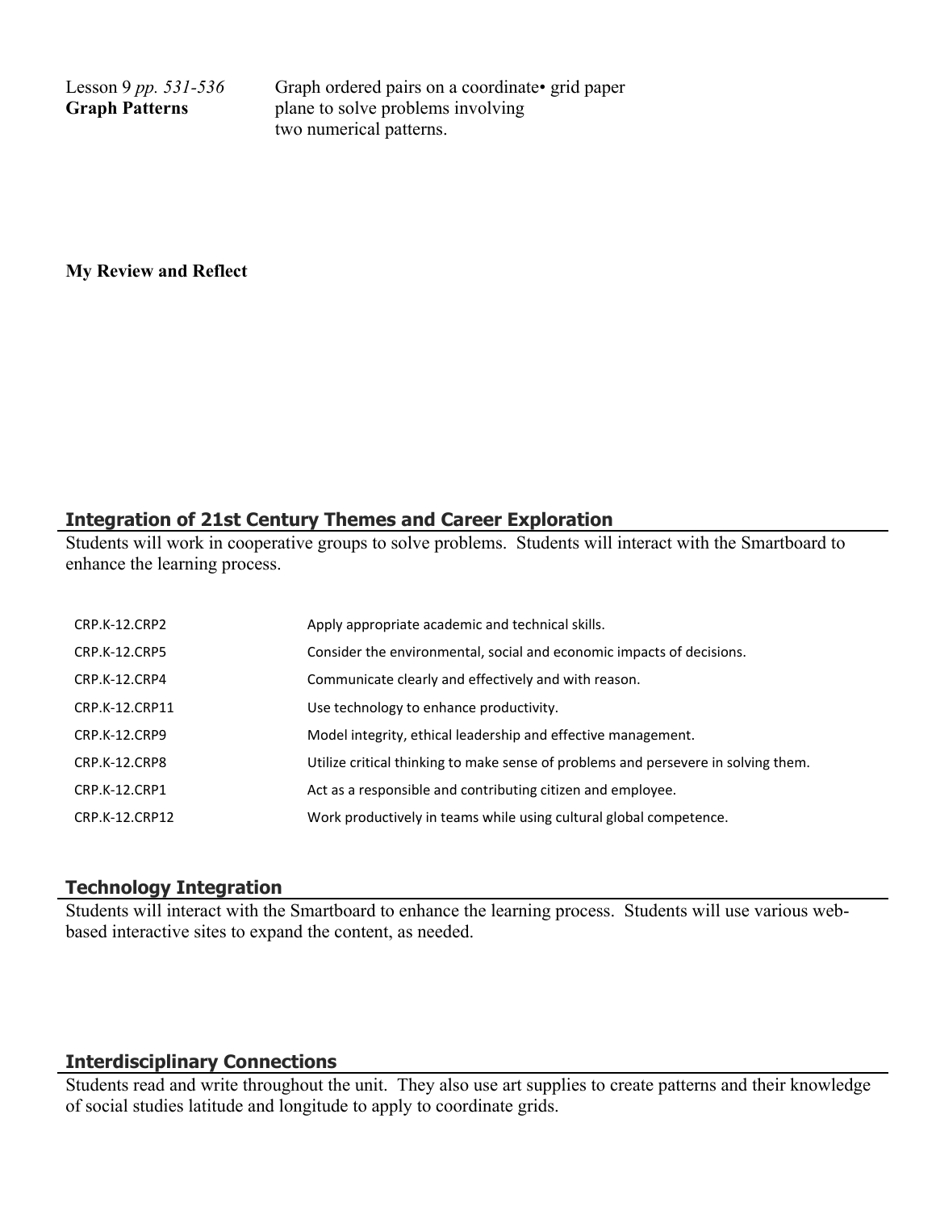| | | |
|---|---|---|
| Lesson 9 *pp. 531-536* **Graph Patterns** | Graph ordered pairs on a coordinate plane to solve problems involving two numerical patterns. | • grid paper |

**My Review and Reflect**

## Integration of 21st Century Themes and Career Exploration

Students will work in cooperative groups to solve problems. Students will interact with the Smartboard to enhance the learning process.

| | |
|---|---|
| CRP.K-12.CRP2 | Apply appropriate academic and technical skills. |
| CRP.K-12.CRP5 | Consider the environmental, social and economic impacts of decisions. |
| CRP.K-12.CRP4 | Communicate clearly and effectively and with reason. |
| CRP.K-12.CRP11 | Use technology to enhance productivity. |
| CRP.K-12.CRP9 | Model integrity, ethical leadership and effective management. |
| CRP.K-12.CRP8 | Utilize critical thinking to make sense of problems and persevere in solving them. |
| CRP.K-12.CRP1 | Act as a responsible and contributing citizen and employee. |
| CRP.K-12.CRP12 | Work productively in teams while using cultural global competence. |

## Technology Integration

Students will interact with the Smartboard to enhance the learning process. Students will use various web-based interactive sites to expand the content, as needed.

## Interdisciplinary Connections

Students read and write throughout the unit. They also use art supplies to create patterns and their knowledge of social studies latitude and longitude to apply to coordinate grids.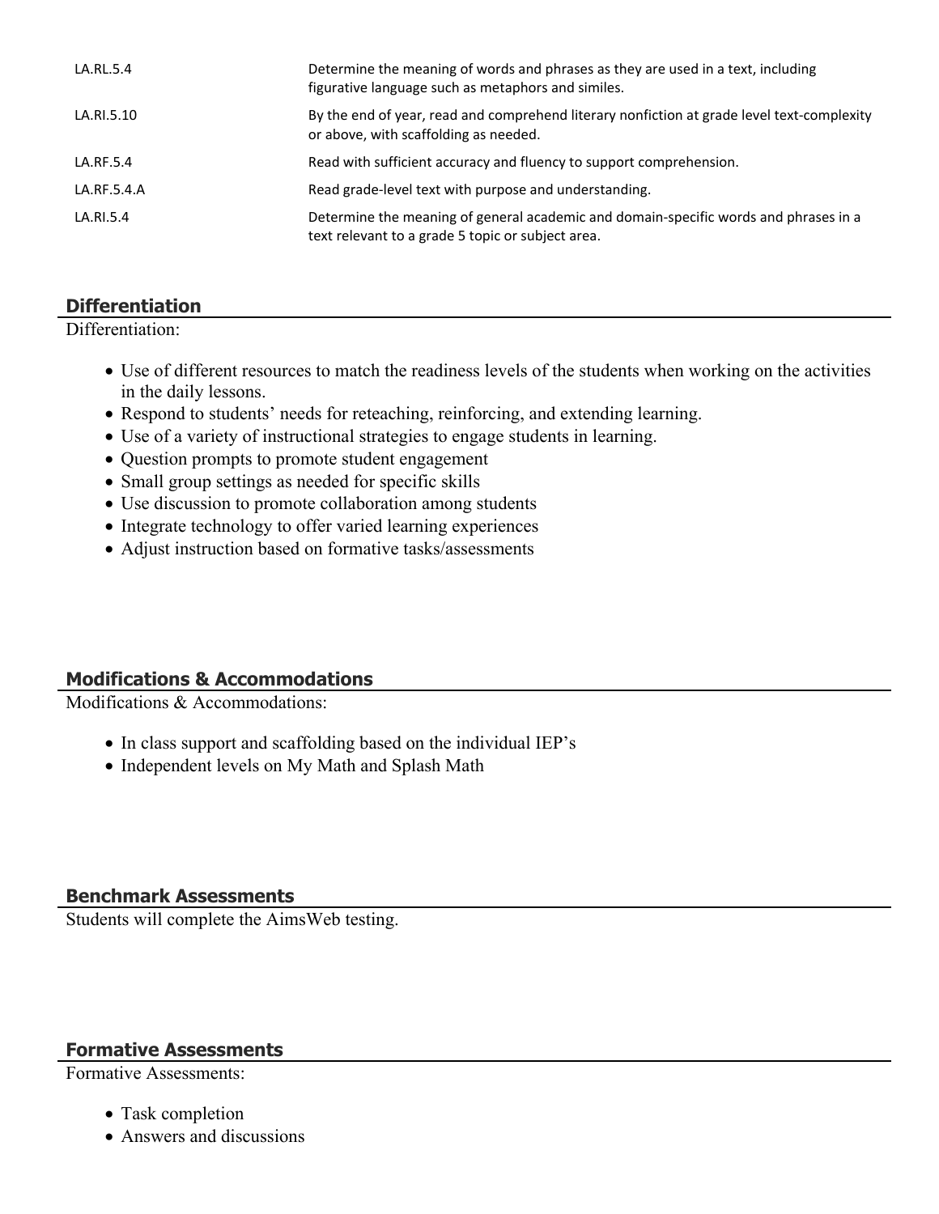| | |
|---|---|
| LA.RL.5.4 | Determine the meaning of words and phrases as they are used in a text, including figurative language such as metaphors and similes. |
| LA.RI.5.10 | By the end of year, read and comprehend literary nonfiction at grade level text-complexity or above, with scaffolding as needed. |
| LA.RF.5.4 | Read with sufficient accuracy and fluency to support comprehension. |
| LA.RF.5.4.A | Read grade-level text with purpose and understanding. |
| LA.RI.5.4 | Determine the meaning of general academic and domain-specific words and phrases in a text relevant to a grade 5 topic or subject area. |

## Differentiation

Differentiation:

- Use of different resources to match the readiness levels of the students when working on the activities in the daily lessons.
- Respond to students' needs for reteaching, reinforcing, and extending learning.
- Use of a variety of instructional strategies to engage students in learning.
- Question prompts to promote student engagement
- Small group settings as needed for specific skills
- Use discussion to promote collaboration among students
- Integrate technology to offer varied learning experiences
- Adjust instruction based on formative tasks/assessments

## Modifications & Accommodations

Modifications & Accommodations:

- In class support and scaffolding based on the individual IEP's
- Independent levels on My Math and Splash Math

## Benchmark Assessments

Students will complete the AimsWeb testing.

## Formative Assessments

Formative Assessments:

- Task completion
- Answers and discussions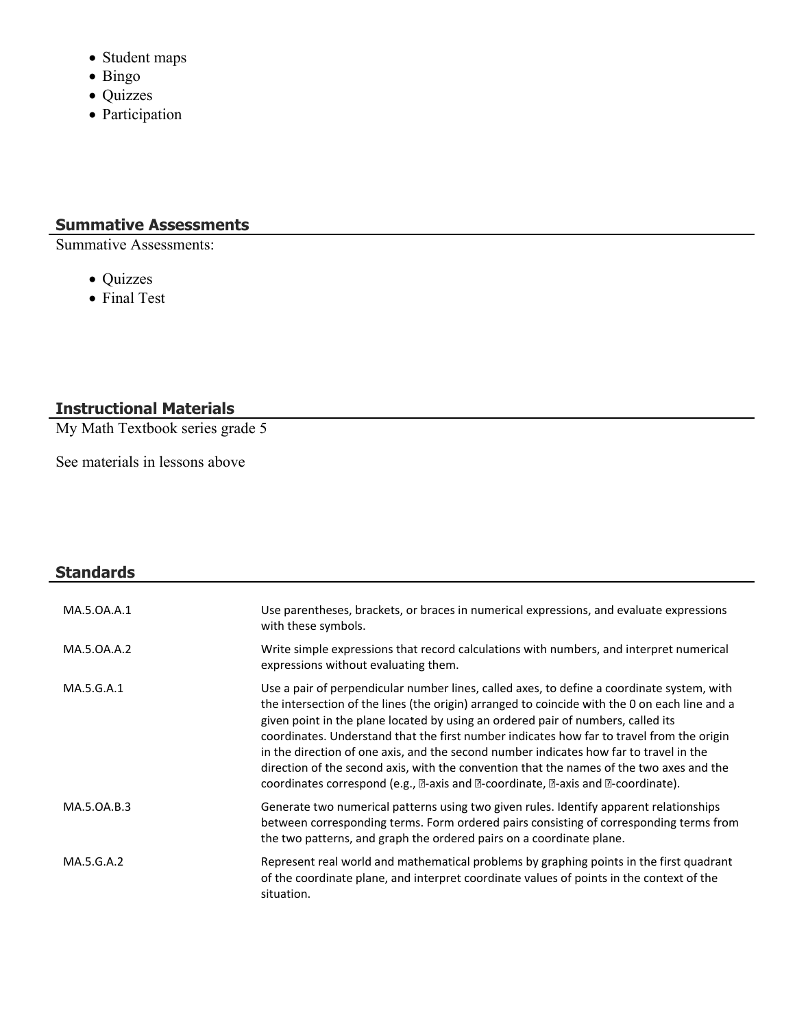- Student maps
- Bingo
- Quizzes
- Participation

## Summative Assessments

Summative Assessments:

- Quizzes
- Final Test

## Instructional Materials

My Math Textbook series grade 5

See materials in lessons above

## Standards

| | |
|---|---|
| MA.5.OA.A.1 | Use parentheses, brackets, or braces in numerical expressions, and evaluate expressions with these symbols. |
| MA.5.OA.A.2 | Write simple expressions that record calculations with numbers, and interpret numerical expressions without evaluating them. |
| MA.5.G.A.1 | Use a pair of perpendicular number lines, called axes, to define a coordinate system, with the intersection of the lines (the origin) arranged to coincide with the 0 on each line and a given point in the plane located by using an ordered pair of numbers, called its coordinates. Understand that the first number indicates how far to travel from the origin in the direction of one axis, and the second number indicates how far to travel in the direction of the second axis, with the convention that the names of the two axes and the coordinates correspond (e.g., �-axis and �-coordinate, �-axis and �-coordinate). |
| MA.5.OA.B.3 | Generate two numerical patterns using two given rules. Identify apparent relationships between corresponding terms. Form ordered pairs consisting of corresponding terms from the two patterns, and graph the ordered pairs on a coordinate plane. |
| MA.5.G.A.2 | Represent real world and mathematical problems by graphing points in the first quadrant of the coordinate plane, and interpret coordinate values of points in the context of the situation. |